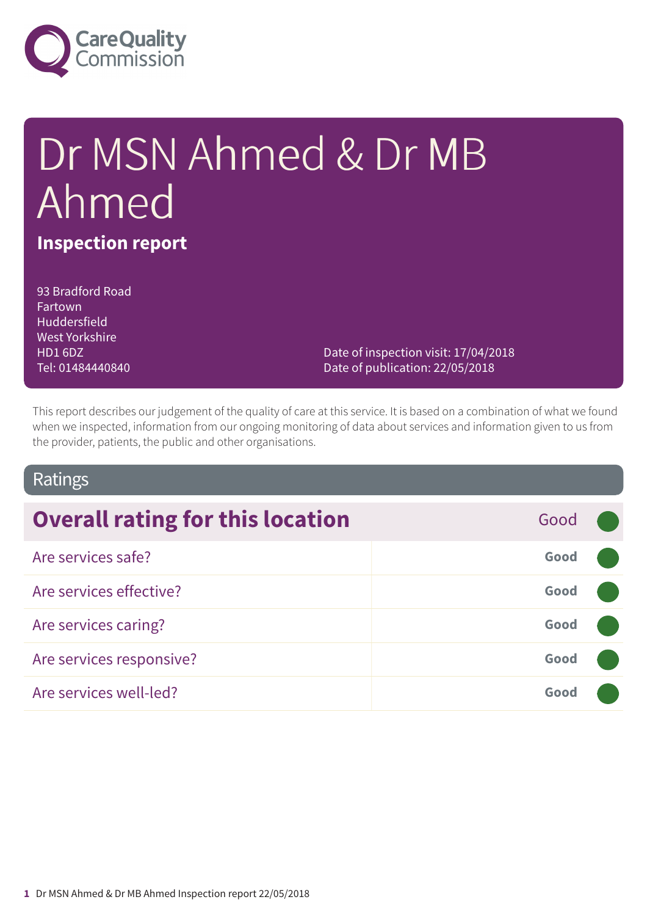Care Quality Commission

# Dr MSN Ahmed & Dr MB Ahmed

**Inspection report**

93 Bradford Road
Fartown
Huddersfield
West Yorkshire
HD1 6DZ
Tel: 01484440840

Date of inspection visit: 17/04/2018
Date of publication: 22/05/2018

This report describes our judgement of the quality of care at this service. It is based on a combination of what we found when we inspected, information from our ongoing monitoring of data about services and information given to us from the provider, patients, the public and other organisations.

## Ratings

| **Overall rating for this location** | Good |
| --- | --- |
| Are services safe? | **Good** |
| Are services effective? | **Good** |
| Are services caring? | **Good** |
| Are services responsive? | **Good** |
| Are services well-led? | **Good** |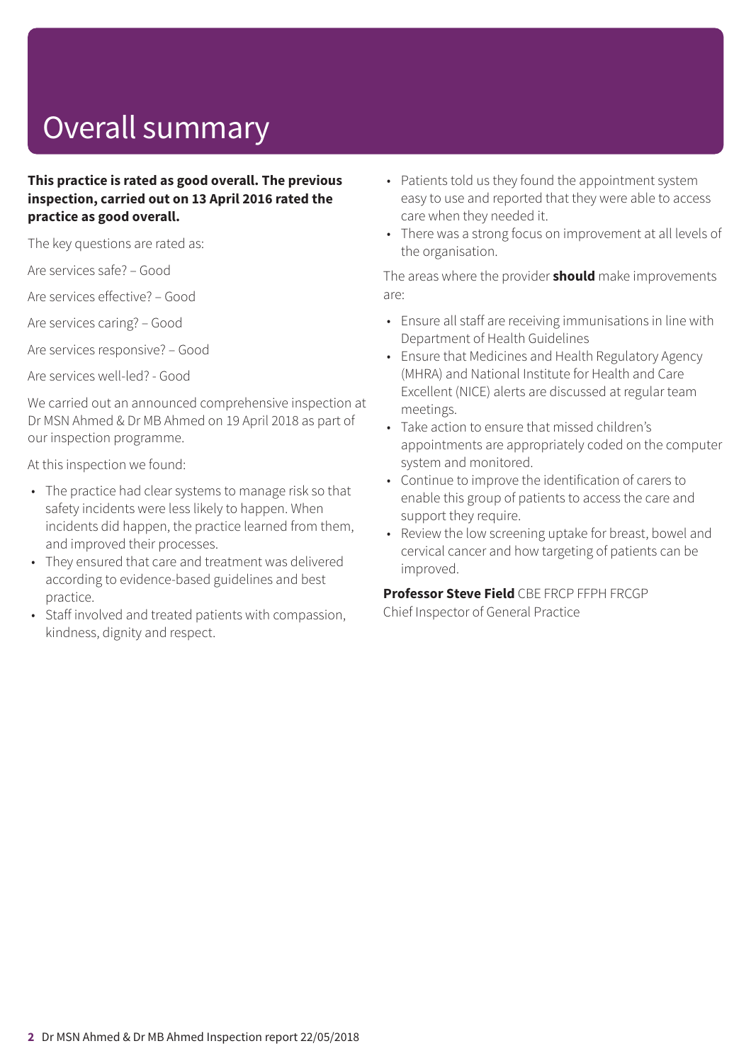# Overall summary

**This practice is rated as good overall. The previous inspection, carried out on 13 April 2016 rated the practice as good overall.**

The key questions are rated as:

Are services safe? – Good

Are services effective? – Good

Are services caring? – Good

Are services responsive? – Good

Are services well-led? - Good

We carried out an announced comprehensive inspection at Dr MSN Ahmed & Dr MB Ahmed on 19 April 2018 as part of our inspection programme.

At this inspection we found:

- The practice had clear systems to manage risk so that safety incidents were less likely to happen. When incidents did happen, the practice learned from them, and improved their processes.
- They ensured that care and treatment was delivered according to evidence-based guidelines and best practice.
- Staff involved and treated patients with compassion, kindness, dignity and respect.
- Patients told us they found the appointment system easy to use and reported that they were able to access care when they needed it.
- There was a strong focus on improvement at all levels of the organisation.

The areas where the provider **should** make improvements are:

- Ensure all staff are receiving immunisations in line with Department of Health Guidelines
- Ensure that Medicines and Health Regulatory Agency (MHRA) and National Institute for Health and Care Excellent (NICE) alerts are discussed at regular team meetings.
- Take action to ensure that missed children's appointments are appropriately coded on the computer system and monitored.
- Continue to improve the identification of carers to enable this group of patients to access the care and support they require.
- Review the low screening uptake for breast, bowel and cervical cancer and how targeting of patients can be improved.

**Professor Steve Field** CBE FRCP FFPH FRCGP
Chief Inspector of General Practice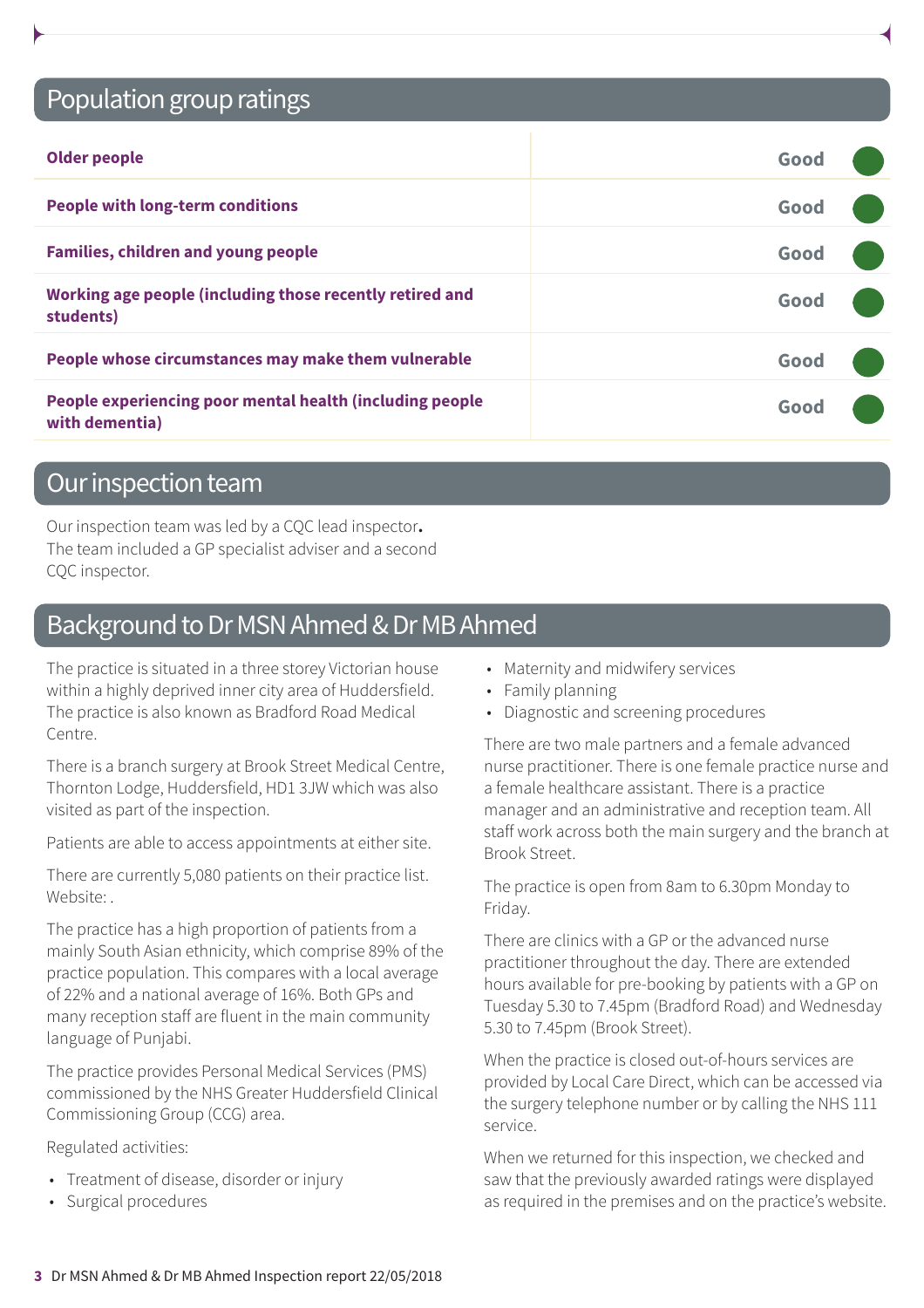## Population group ratings

| | |
|---|---|
| **Older people** | Good |
| **People with long-term conditions** | Good |
| **Families, children and young people** | Good |
| **Working age people (including those recently retired and students)** | Good |
| **People whose circumstances may make them vulnerable** | Good |
| **People experiencing poor mental health (including people with dementia)** | Good |

## Our inspection team

Our inspection team was led by a CQC lead inspector**.** The team included a GP specialist adviser and a second CQC inspector.

## Background to Dr MSN Ahmed & Dr MB Ahmed

The practice is situated in a three storey Victorian house within a highly deprived inner city area of Huddersfield. The practice is also known as Bradford Road Medical Centre.

There is a branch surgery at Brook Street Medical Centre, Thornton Lodge, Huddersfield, HD1 3JW which was also visited as part of the inspection.

Patients are able to access appointments at either site.

There are currently 5,080 patients on their practice list. Website: .

The practice has a high proportion of patients from a mainly South Asian ethnicity, which comprise 89% of the practice population. This compares with a local average of 22% and a national average of 16%. Both GPs and many reception staff are fluent in the main community language of Punjabi.

The practice provides Personal Medical Services (PMS) commissioned by the NHS Greater Huddersfield Clinical Commissioning Group (CCG) area.

Regulated activities:

- Treatment of disease, disorder or injury
- Surgical procedures
- Maternity and midwifery services
- Family planning
- Diagnostic and screening procedures

There are two male partners and a female advanced nurse practitioner. There is one female practice nurse and a female healthcare assistant. There is a practice manager and an administrative and reception team. All staff work across both the main surgery and the branch at Brook Street.

The practice is open from 8am to 6.30pm Monday to Friday.

There are clinics with a GP or the advanced nurse practitioner throughout the day. There are extended hours available for pre-booking by patients with a GP on Tuesday 5.30 to 7.45pm (Bradford Road) and Wednesday 5.30 to 7.45pm (Brook Street).

When the practice is closed out-of-hours services are provided by Local Care Direct, which can be accessed via the surgery telephone number or by calling the NHS 111 service.

When we returned for this inspection, we checked and saw that the previously awarded ratings were displayed as required in the premises and on the practice's website.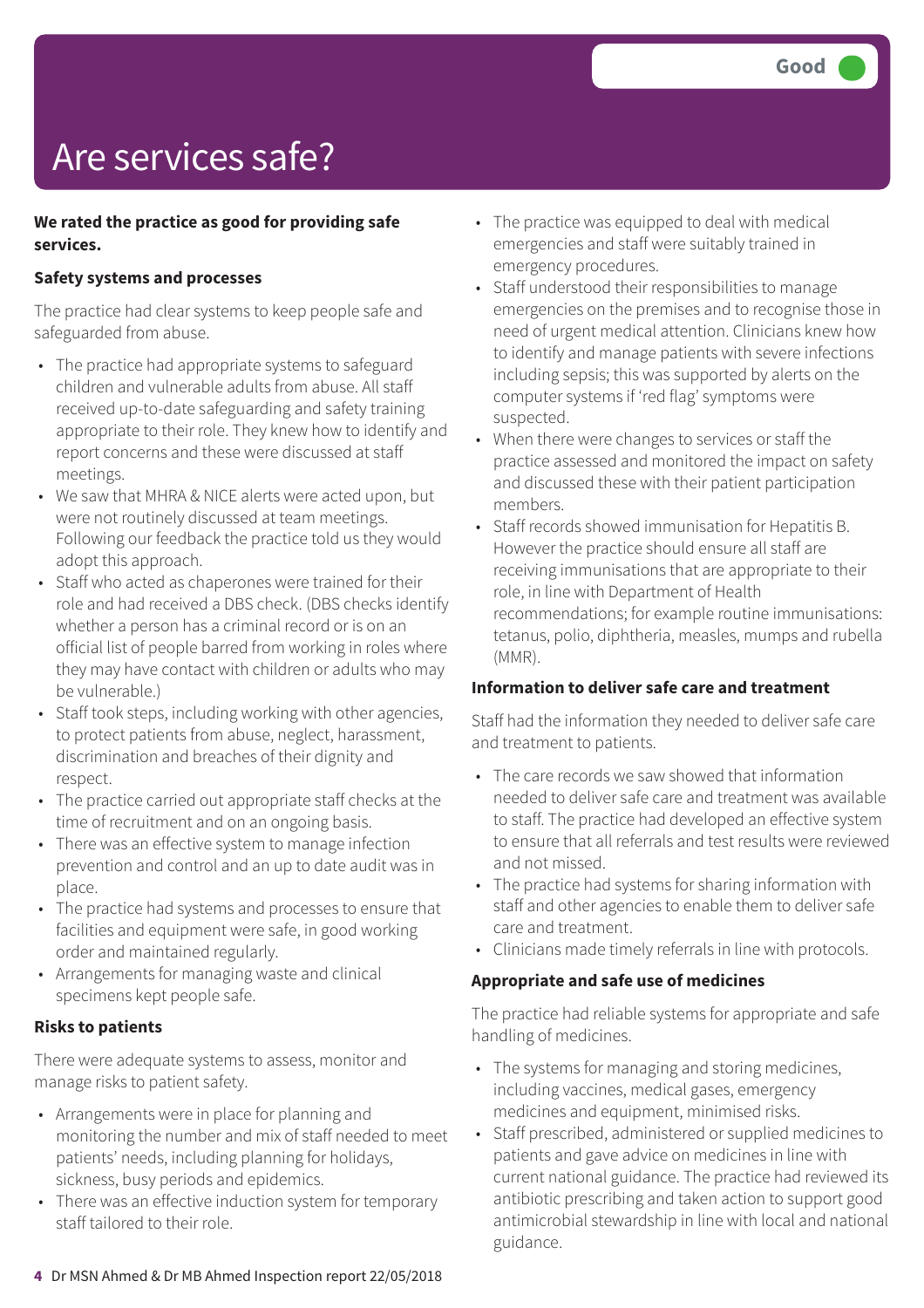Good

# Are services safe?

**We rated the practice as good for providing safe services.**

**Safety systems and processes**

The practice had clear systems to keep people safe and safeguarded from abuse.

- The practice had appropriate systems to safeguard children and vulnerable adults from abuse. All staff received up-to-date safeguarding and safety training appropriate to their role. They knew how to identify and report concerns and these were discussed at staff meetings.
- We saw that MHRA & NICE alerts were acted upon, but were not routinely discussed at team meetings. Following our feedback the practice told us they would adopt this approach.
- Staff who acted as chaperones were trained for their role and had received a DBS check. (DBS checks identify whether a person has a criminal record or is on an official list of people barred from working in roles where they may have contact with children or adults who may be vulnerable.)
- Staff took steps, including working with other agencies, to protect patients from abuse, neglect, harassment, discrimination and breaches of their dignity and respect.
- The practice carried out appropriate staff checks at the time of recruitment and on an ongoing basis.
- There was an effective system to manage infection prevention and control and an up to date audit was in place.
- The practice had systems and processes to ensure that facilities and equipment were safe, in good working order and maintained regularly.
- Arrangements for managing waste and clinical specimens kept people safe.

**Risks to patients**

There were adequate systems to assess, monitor and manage risks to patient safety.

- Arrangements were in place for planning and monitoring the number and mix of staff needed to meet patients' needs, including planning for holidays, sickness, busy periods and epidemics.
- There was an effective induction system for temporary staff tailored to their role.
- The practice was equipped to deal with medical emergencies and staff were suitably trained in emergency procedures.
- Staff understood their responsibilities to manage emergencies on the premises and to recognise those in need of urgent medical attention. Clinicians knew how to identify and manage patients with severe infections including sepsis; this was supported by alerts on the computer systems if 'red flag' symptoms were suspected.
- When there were changes to services or staff the practice assessed and monitored the impact on safety and discussed these with their patient participation members.
- Staff records showed immunisation for Hepatitis B. However the practice should ensure all staff are receiving immunisations that are appropriate to their role, in line with Department of Health recommendations; for example routine immunisations: tetanus, polio, diphtheria, measles, mumps and rubella (MMR).

**Information to deliver safe care and treatment**

Staff had the information they needed to deliver safe care and treatment to patients.

- The care records we saw showed that information needed to deliver safe care and treatment was available to staff. The practice had developed an effective system to ensure that all referrals and test results were reviewed and not missed.
- The practice had systems for sharing information with staff and other agencies to enable them to deliver safe care and treatment.
- Clinicians made timely referrals in line with protocols.

**Appropriate and safe use of medicines**

The practice had reliable systems for appropriate and safe handling of medicines.

- The systems for managing and storing medicines, including vaccines, medical gases, emergency medicines and equipment, minimised risks.
- Staff prescribed, administered or supplied medicines to patients and gave advice on medicines in line with current national guidance. The practice had reviewed its antibiotic prescribing and taken action to support good antimicrobial stewardship in line with local and national guidance.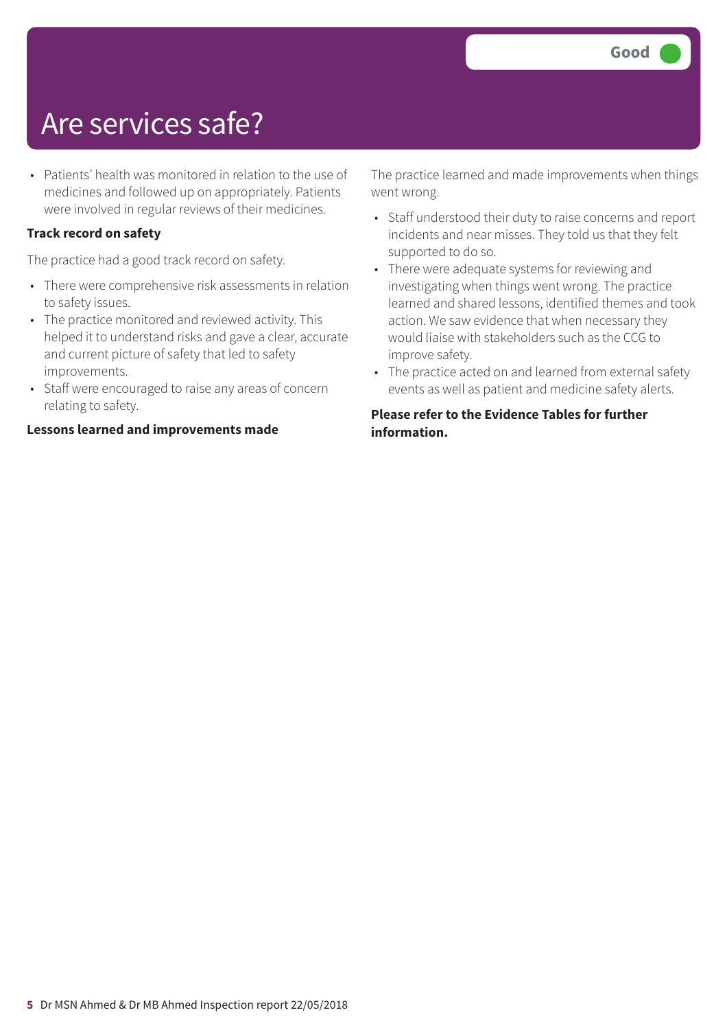# Are services safe?

Good

- Patients' health was monitored in relation to the use of medicines and followed up on appropriately. Patients were involved in regular reviews of their medicines.

**Track record on safety**

The practice had a good track record on safety.

- There were comprehensive risk assessments in relation to safety issues.
- The practice monitored and reviewed activity. This helped it to understand risks and gave a clear, accurate and current picture of safety that led to safety improvements.
- Staff were encouraged to raise any areas of concern relating to safety.

**Lessons learned and improvements made**

The practice learned and made improvements when things went wrong.

- Staff understood their duty to raise concerns and report incidents and near misses. They told us that they felt supported to do so.
- There were adequate systems for reviewing and investigating when things went wrong. The practice learned and shared lessons, identified themes and took action. We saw evidence that when necessary they would liaise with stakeholders such as the CCG to improve safety.
- The practice acted on and learned from external safety events as well as patient and medicine safety alerts.

**Please refer to the Evidence Tables for further information.**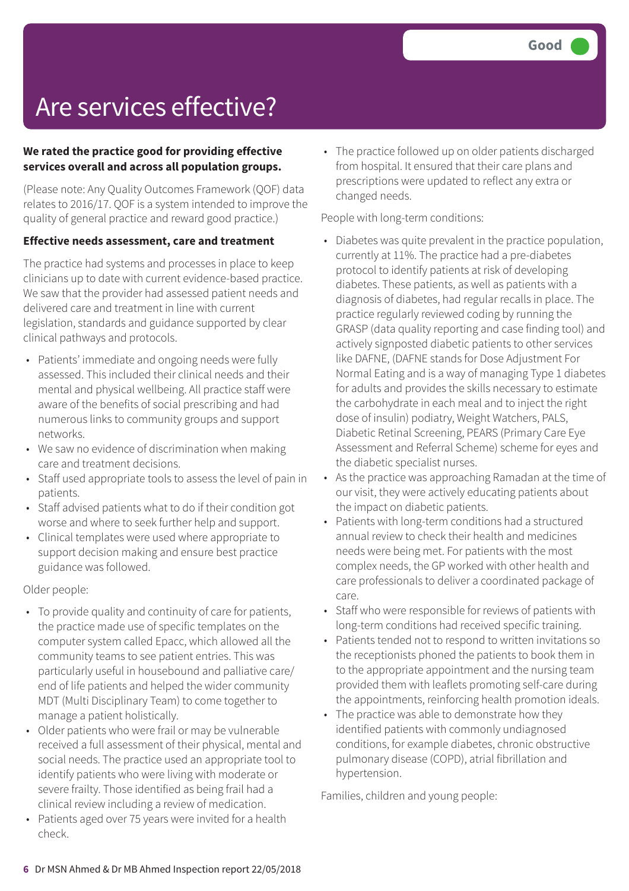# Are services effective?

**Good**

**We rated the practice good for providing effective services overall and across all population groups.**

(Please note: Any Quality Outcomes Framework (QOF) data relates to 2016/17. QOF is a system intended to improve the quality of general practice and reward good practice.)

**Effective needs assessment, care and treatment**

The practice had systems and processes in place to keep clinicians up to date with current evidence-based practice. We saw that the provider had assessed patient needs and delivered care and treatment in line with current legislation, standards and guidance supported by clear clinical pathways and protocols.

- Patients' immediate and ongoing needs were fully assessed. This included their clinical needs and their mental and physical wellbeing. All practice staff were aware of the benefits of social prescribing and had numerous links to community groups and support networks.
- We saw no evidence of discrimination when making care and treatment decisions.
- Staff used appropriate tools to assess the level of pain in patients.
- Staff advised patients what to do if their condition got worse and where to seek further help and support.
- Clinical templates were used where appropriate to support decision making and ensure best practice guidance was followed.

Older people:

- To provide quality and continuity of care for patients, the practice made use of specific templates on the computer system called Epacc, which allowed all the community teams to see patient entries. This was particularly useful in housebound and palliative care/ end of life patients and helped the wider community MDT (Multi Disciplinary Team) to come together to manage a patient holistically.
- Older patients who were frail or may be vulnerable received a full assessment of their physical, mental and social needs. The practice used an appropriate tool to identify patients who were living with moderate or severe frailty. Those identified as being frail had a clinical review including a review of medication.
- Patients aged over 75 years were invited for a health check.
- The practice followed up on older patients discharged from hospital. It ensured that their care plans and prescriptions were updated to reflect any extra or changed needs.

People with long-term conditions:

- Diabetes was quite prevalent in the practice population, currently at 11%. The practice had a pre-diabetes protocol to identify patients at risk of developing diabetes. These patients, as well as patients with a diagnosis of diabetes, had regular recalls in place. The practice regularly reviewed coding by running the GRASP (data quality reporting and case finding tool) and actively signposted diabetic patients to other services like DAFNE, (DAFNE stands for Dose Adjustment For Normal Eating and is a way of managing Type 1 diabetes for adults and provides the skills necessary to estimate the carbohydrate in each meal and to inject the right dose of insulin) podiatry, Weight Watchers, PALS, Diabetic Retinal Screening, PEARS (Primary Care Eye Assessment and Referral Scheme) scheme for eyes and the diabetic specialist nurses.
- As the practice was approaching Ramadan at the time of our visit, they were actively educating patients about the impact on diabetic patients.
- Patients with long-term conditions had a structured annual review to check their health and medicines needs were being met. For patients with the most complex needs, the GP worked with other health and care professionals to deliver a coordinated package of care.
- Staff who were responsible for reviews of patients with long-term conditions had received specific training.
- Patients tended not to respond to written invitations so the receptionists phoned the patients to book them in to the appropriate appointment and the nursing team provided them with leaflets promoting self-care during the appointments, reinforcing health promotion ideals.
- The practice was able to demonstrate how they identified patients with commonly undiagnosed conditions, for example diabetes, chronic obstructive pulmonary disease (COPD), atrial fibrillation and hypertension.

Families, children and young people: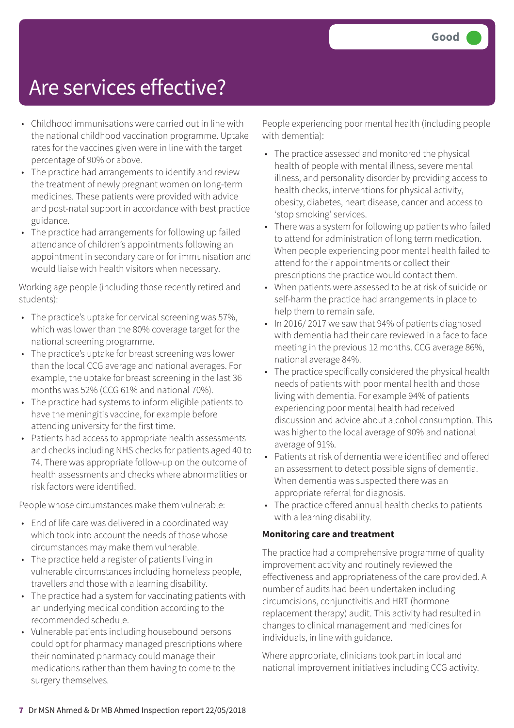# Are services effective?

Good

- Childhood immunisations were carried out in line with the national childhood vaccination programme. Uptake rates for the vaccines given were in line with the target percentage of 90% or above.
- The practice had arrangements to identify and review the treatment of newly pregnant women on long-term medicines. These patients were provided with advice and post-natal support in accordance with best practice guidance.
- The practice had arrangements for following up failed attendance of children's appointments following an appointment in secondary care or for immunisation and would liaise with health visitors when necessary.

Working age people (including those recently retired and students):

- The practice's uptake for cervical screening was 57%, which was lower than the 80% coverage target for the national screening programme.
- The practice's uptake for breast screening was lower than the local CCG average and national averages. For example, the uptake for breast screening in the last 36 months was 52% (CCG 61% and national 70%).
- The practice had systems to inform eligible patients to have the meningitis vaccine, for example before attending university for the first time.
- Patients had access to appropriate health assessments and checks including NHS checks for patients aged 40 to 74. There was appropriate follow-up on the outcome of health assessments and checks where abnormalities or risk factors were identified.

People whose circumstances make them vulnerable:

- End of life care was delivered in a coordinated way which took into account the needs of those whose circumstances may make them vulnerable.
- The practice held a register of patients living in vulnerable circumstances including homeless people, travellers and those with a learning disability.
- The practice had a system for vaccinating patients with an underlying medical condition according to the recommended schedule.
- Vulnerable patients including housebound persons could opt for pharmacy managed prescriptions where their nominated pharmacy could manage their medications rather than them having to come to the surgery themselves.

People experiencing poor mental health (including people with dementia):

- The practice assessed and monitored the physical health of people with mental illness, severe mental illness, and personality disorder by providing access to health checks, interventions for physical activity, obesity, diabetes, heart disease, cancer and access to 'stop smoking' services.
- There was a system for following up patients who failed to attend for administration of long term medication. When people experiencing poor mental health failed to attend for their appointments or collect their prescriptions the practice would contact them.
- When patients were assessed to be at risk of suicide or self-harm the practice had arrangements in place to help them to remain safe.
- In 2016/ 2017 we saw that 94% of patients diagnosed with dementia had their care reviewed in a face to face meeting in the previous 12 months. CCG average 86%, national average 84%.
- The practice specifically considered the physical health needs of patients with poor mental health and those living with dementia. For example 94% of patients experiencing poor mental health had received discussion and advice about alcohol consumption. This was higher to the local average of 90% and national average of 91%.
- Patients at risk of dementia were identified and offered an assessment to detect possible signs of dementia. When dementia was suspected there was an appropriate referral for diagnosis.
- The practice offered annual health checks to patients with a learning disability.

**Monitoring care and treatment**

The practice had a comprehensive programme of quality improvement activity and routinely reviewed the effectiveness and appropriateness of the care provided. A number of audits had been undertaken including circumcisions, conjunctivitis and HRT (hormone replacement therapy) audit. This activity had resulted in changes to clinical management and medicines for individuals, in line with guidance.

Where appropriate, clinicians took part in local and national improvement initiatives including CCG activity.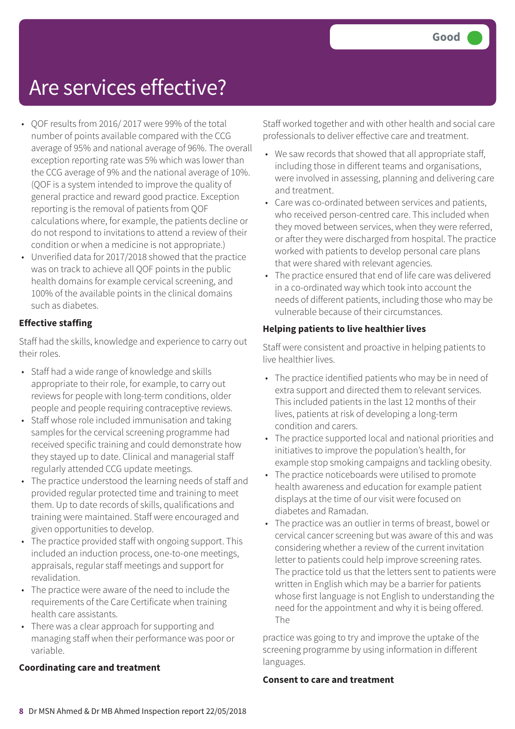Good

# Are services effective?

- QOF results from 2016/ 2017 were 99% of the total number of points available compared with the CCG average of 95% and national average of 96%. The overall exception reporting rate was 5% which was lower than the CCG average of 9% and the national average of 10%. (QOF is a system intended to improve the quality of general practice and reward good practice. Exception reporting is the removal of patients from QOF calculations where, for example, the patients decline or do not respond to invitations to attend a review of their condition or when a medicine is not appropriate.)
- Unverified data for 2017/2018 showed that the practice was on track to achieve all QOF points in the public health domains for example cervical screening, and 100% of the available points in the clinical domains such as diabetes.

**Effective staffing**

Staff had the skills, knowledge and experience to carry out their roles.

- Staff had a wide range of knowledge and skills appropriate to their role, for example, to carry out reviews for people with long-term conditions, older people and people requiring contraceptive reviews.
- Staff whose role included immunisation and taking samples for the cervical screening programme had received specific training and could demonstrate how they stayed up to date. Clinical and managerial staff regularly attended CCG update meetings.
- The practice understood the learning needs of staff and provided regular protected time and training to meet them. Up to date records of skills, qualifications and training were maintained. Staff were encouraged and given opportunities to develop.
- The practice provided staff with ongoing support. This included an induction process, one-to-one meetings, appraisals, regular staff meetings and support for revalidation.
- The practice were aware of the need to include the requirements of the Care Certificate when training health care assistants.
- There was a clear approach for supporting and managing staff when their performance was poor or variable.

**Coordinating care and treatment**

Staff worked together and with other health and social care professionals to deliver effective care and treatment.

- We saw records that showed that all appropriate staff, including those in different teams and organisations, were involved in assessing, planning and delivering care and treatment.
- Care was co-ordinated between services and patients, who received person-centred care. This included when they moved between services, when they were referred, or after they were discharged from hospital. The practice worked with patients to develop personal care plans that were shared with relevant agencies.
- The practice ensured that end of life care was delivered in a co-ordinated way which took into account the needs of different patients, including those who may be vulnerable because of their circumstances.

**Helping patients to live healthier lives**

Staff were consistent and proactive in helping patients to live healthier lives.

- The practice identified patients who may be in need of extra support and directed them to relevant services. This included patients in the last 12 months of their lives, patients at risk of developing a long-term condition and carers.
- The practice supported local and national priorities and initiatives to improve the population's health, for example stop smoking campaigns and tackling obesity.
- The practice noticeboards were utilised to promote health awareness and education for example patient displays at the time of our visit were focused on diabetes and Ramadan.
- The practice was an outlier in terms of breast, bowel or cervical cancer screening but was aware of this and was considering whether a review of the current invitation letter to patients could help improve screening rates. The practice told us that the letters sent to patients were written in English which may be a barrier for patients whose first language is not English to understanding the need for the appointment and why it is being offered. The practice was going to try and improve the uptake of the screening programme by using information in different languages.

**Consent to care and treatment**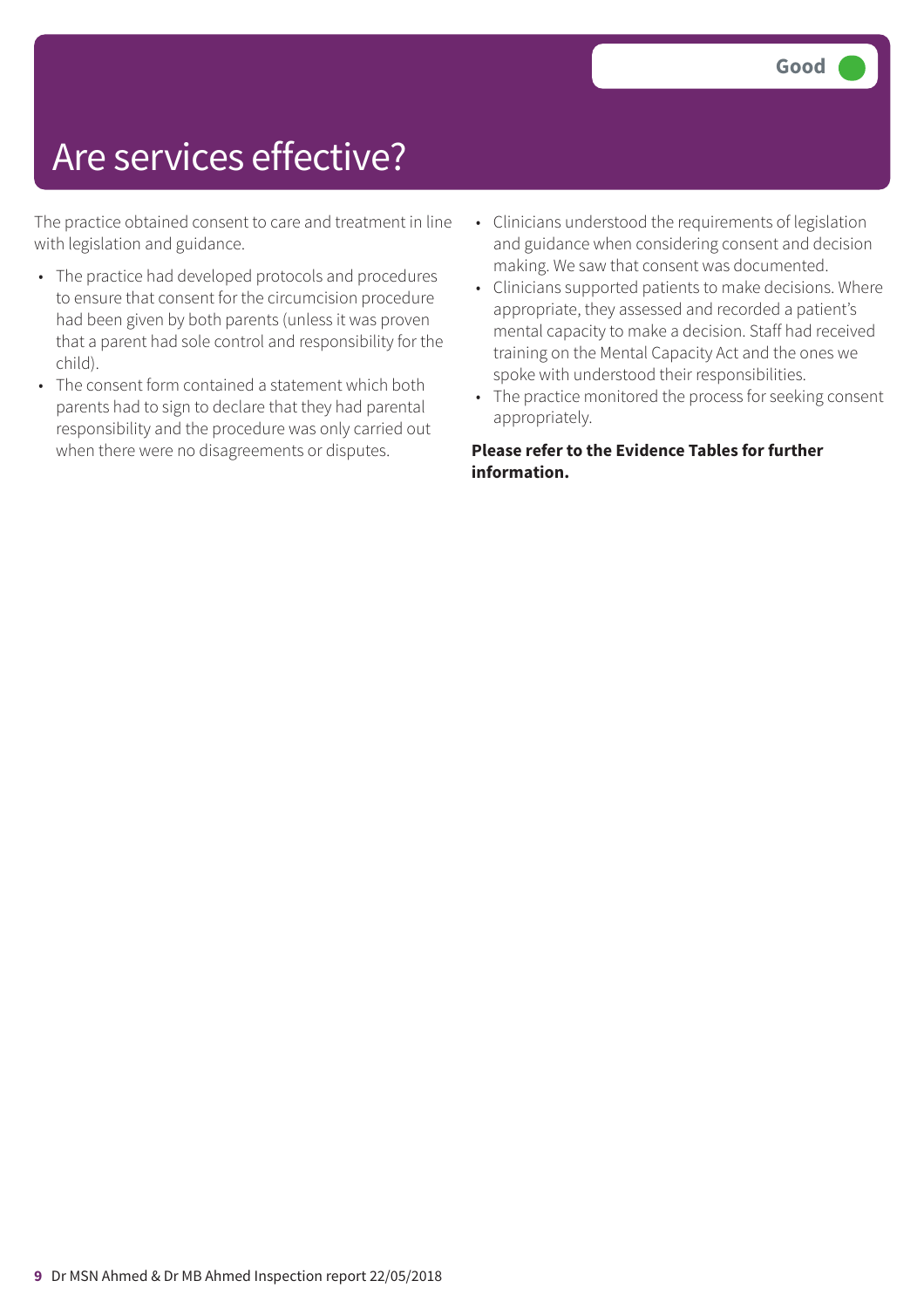# Are services effective?

Good

The practice obtained consent to care and treatment in line with legislation and guidance.

- The practice had developed protocols and procedures to ensure that consent for the circumcision procedure had been given by both parents (unless it was proven that a parent had sole control and responsibility for the child).
- The consent form contained a statement which both parents had to sign to declare that they had parental responsibility and the procedure was only carried out when there were no disagreements or disputes.
- Clinicians understood the requirements of legislation and guidance when considering consent and decision making. We saw that consent was documented.
- Clinicians supported patients to make decisions. Where appropriate, they assessed and recorded a patient's mental capacity to make a decision. Staff had received training on the Mental Capacity Act and the ones we spoke with understood their responsibilities.
- The practice monitored the process for seeking consent appropriately.

**Please refer to the Evidence Tables for further information.**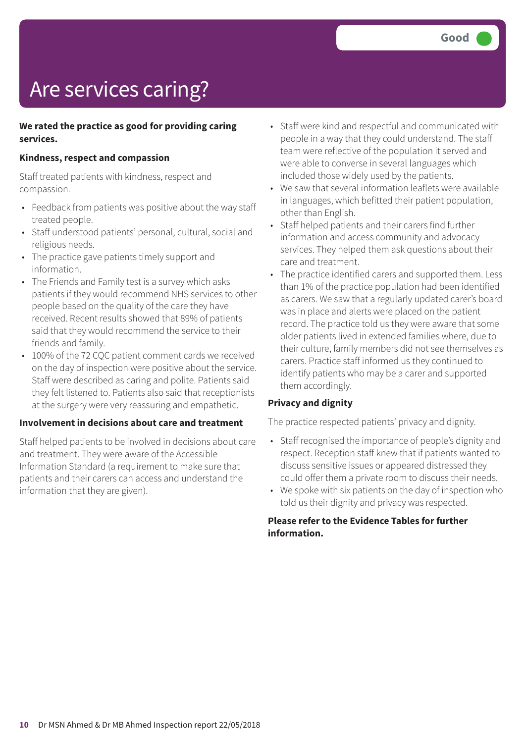# Are services caring?

Good

**We rated the practice as good for providing caring services.**

**Kindness, respect and compassion**

Staff treated patients with kindness, respect and compassion.

- Feedback from patients was positive about the way staff treated people.
- Staff understood patients' personal, cultural, social and religious needs.
- The practice gave patients timely support and information.
- The Friends and Family test is a survey which asks patients if they would recommend NHS services to other people based on the quality of the care they have received. Recent results showed that 89% of patients said that they would recommend the service to their friends and family.
- 100% of the 72 CQC patient comment cards we received on the day of inspection were positive about the service. Staff were described as caring and polite. Patients said they felt listened to. Patients also said that receptionists at the surgery were very reassuring and empathetic.

**Involvement in decisions about care and treatment**

Staff helped patients to be involved in decisions about care and treatment. They were aware of the Accessible Information Standard (a requirement to make sure that patients and their carers can access and understand the information that they are given).

- Staff were kind and respectful and communicated with people in a way that they could understand. The staff team were reflective of the population it served and were able to converse in several languages which included those widely used by the patients.
- We saw that several information leaflets were available in languages, which befitted their patient population, other than English.
- Staff helped patients and their carers find further information and access community and advocacy services. They helped them ask questions about their care and treatment.
- The practice identified carers and supported them. Less than 1% of the practice population had been identified as carers. We saw that a regularly updated carer's board was in place and alerts were placed on the patient record. The practice told us they were aware that some older patients lived in extended families where, due to their culture, family members did not see themselves as carers. Practice staff informed us they continued to identify patients who may be a carer and supported them accordingly.

**Privacy and dignity**

The practice respected patients' privacy and dignity.

- Staff recognised the importance of people's dignity and respect. Reception staff knew that if patients wanted to discuss sensitive issues or appeared distressed they could offer them a private room to discuss their needs.
- We spoke with six patients on the day of inspection who told us their dignity and privacy was respected.

**Please refer to the Evidence Tables for further information.**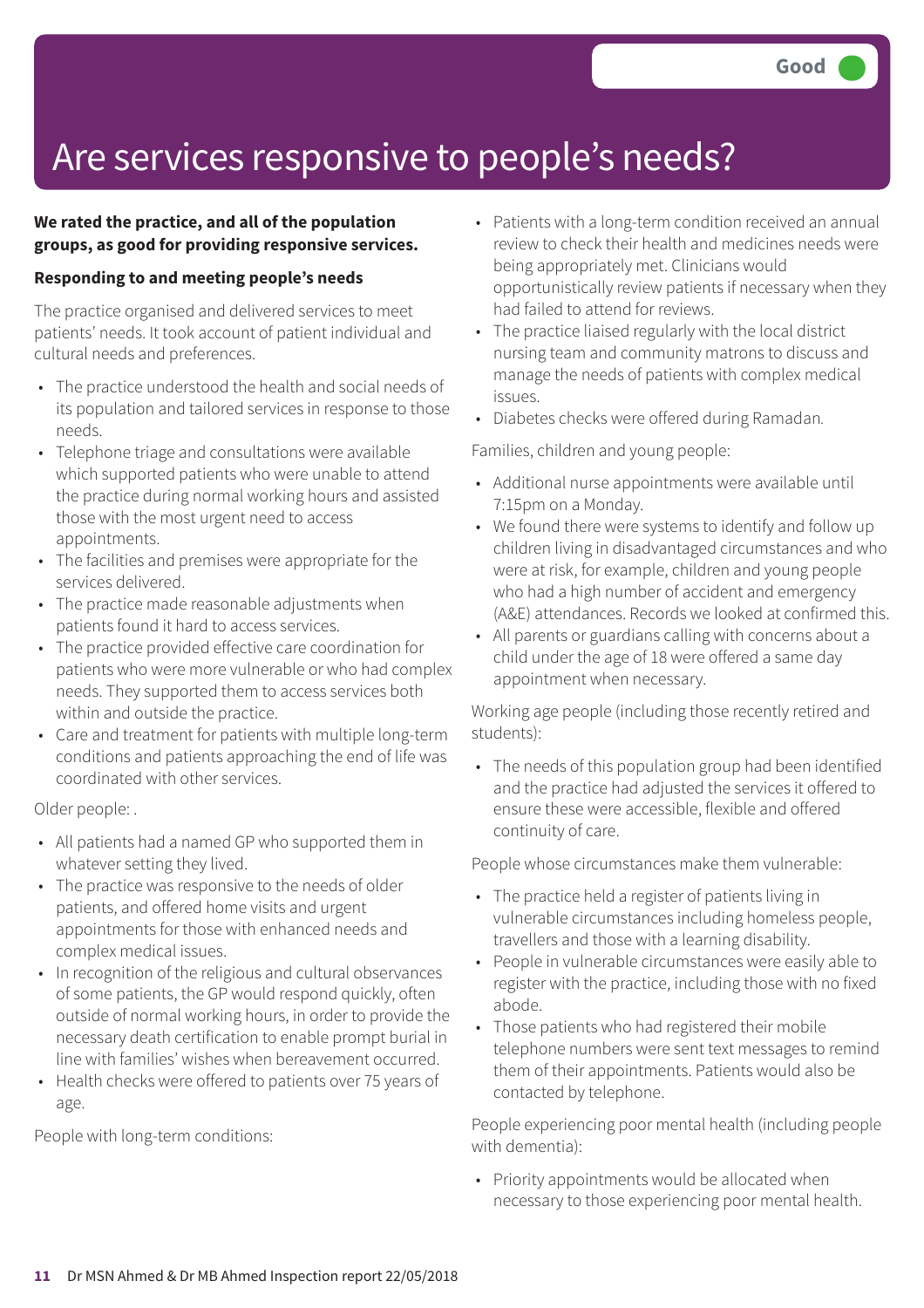Good

# Are services responsive to people's needs?

**We rated the practice, and all of the population groups, as good for providing responsive services.**

**Responding to and meeting people's needs**

The practice organised and delivered services to meet patients' needs. It took account of patient individual and cultural needs and preferences.

- The practice understood the health and social needs of its population and tailored services in response to those needs.
- Telephone triage and consultations were available which supported patients who were unable to attend the practice during normal working hours and assisted those with the most urgent need to access appointments.
- The facilities and premises were appropriate for the services delivered.
- The practice made reasonable adjustments when patients found it hard to access services.
- The practice provided effective care coordination for patients who were more vulnerable or who had complex needs. They supported them to access services both within and outside the practice.
- Care and treatment for patients with multiple long-term conditions and patients approaching the end of life was coordinated with other services.

Older people: .

- All patients had a named GP who supported them in whatever setting they lived.
- The practice was responsive to the needs of older patients, and offered home visits and urgent appointments for those with enhanced needs and complex medical issues.
- In recognition of the religious and cultural observances of some patients, the GP would respond quickly, often outside of normal working hours, in order to provide the necessary death certification to enable prompt burial in line with families' wishes when bereavement occurred.
- Health checks were offered to patients over 75 years of age.

People with long-term conditions:

- Patients with a long-term condition received an annual review to check their health and medicines needs were being appropriately met. Clinicians would opportunistically review patients if necessary when they had failed to attend for reviews.
- The practice liaised regularly with the local district nursing team and community matrons to discuss and manage the needs of patients with complex medical issues.
- Diabetes checks were offered during Ramadan.

Families, children and young people:

- Additional nurse appointments were available until 7:15pm on a Monday.
- We found there were systems to identify and follow up children living in disadvantaged circumstances and who were at risk, for example, children and young people who had a high number of accident and emergency (A&E) attendances. Records we looked at confirmed this.
- All parents or guardians calling with concerns about a child under the age of 18 were offered a same day appointment when necessary.

Working age people (including those recently retired and students):

- The needs of this population group had been identified and the practice had adjusted the services it offered to ensure these were accessible, flexible and offered continuity of care.

People whose circumstances make them vulnerable:

- The practice held a register of patients living in vulnerable circumstances including homeless people, travellers and those with a learning disability.
- People in vulnerable circumstances were easily able to register with the practice, including those with no fixed abode.
- Those patients who had registered their mobile telephone numbers were sent text messages to remind them of their appointments. Patients would also be contacted by telephone.

People experiencing poor mental health (including people with dementia):

- Priority appointments would be allocated when necessary to those experiencing poor mental health.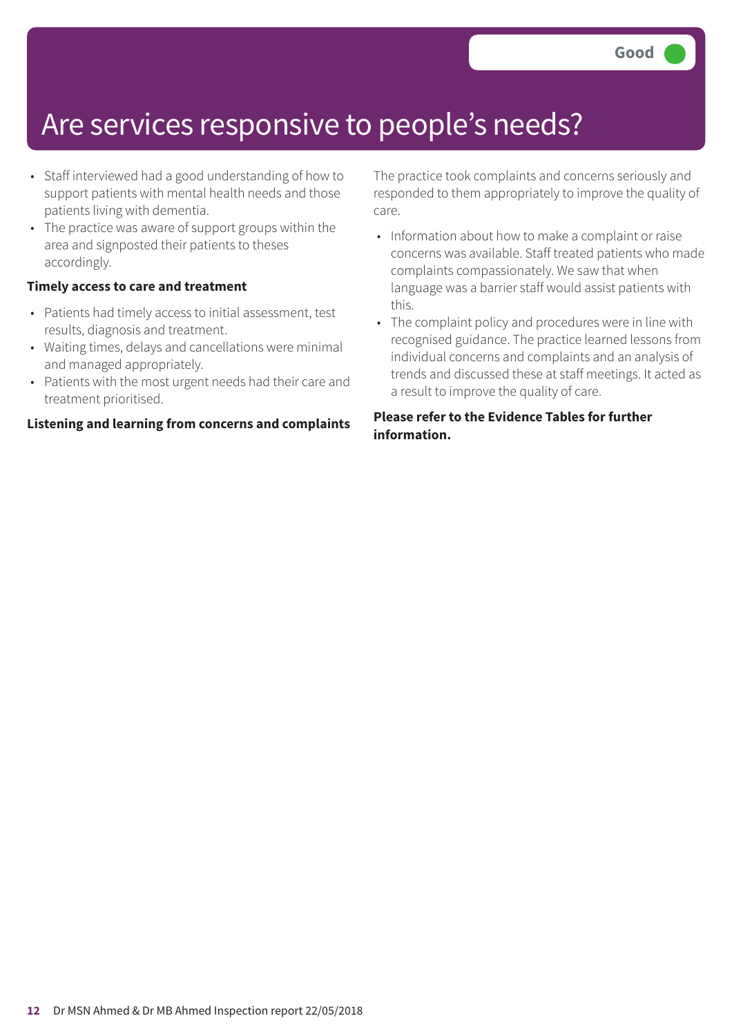Good

# Are services responsive to people's needs?

- Staff interviewed had a good understanding of how to support patients with mental health needs and those patients living with dementia.
- The practice was aware of support groups within the area and signposted their patients to theses accordingly.

**Timely access to care and treatment**

- Patients had timely access to initial assessment, test results, diagnosis and treatment.
- Waiting times, delays and cancellations were minimal and managed appropriately.
- Patients with the most urgent needs had their care and treatment prioritised.

**Listening and learning from concerns and complaints**

The practice took complaints and concerns seriously and responded to them appropriately to improve the quality of care.

- Information about how to make a complaint or raise concerns was available. Staff treated patients who made complaints compassionately. We saw that when language was a barrier staff would assist patients with this.
- The complaint policy and procedures were in line with recognised guidance. The practice learned lessons from individual concerns and complaints and an analysis of trends and discussed these at staff meetings. It acted as a result to improve the quality of care.

**Please refer to the Evidence Tables for further information.**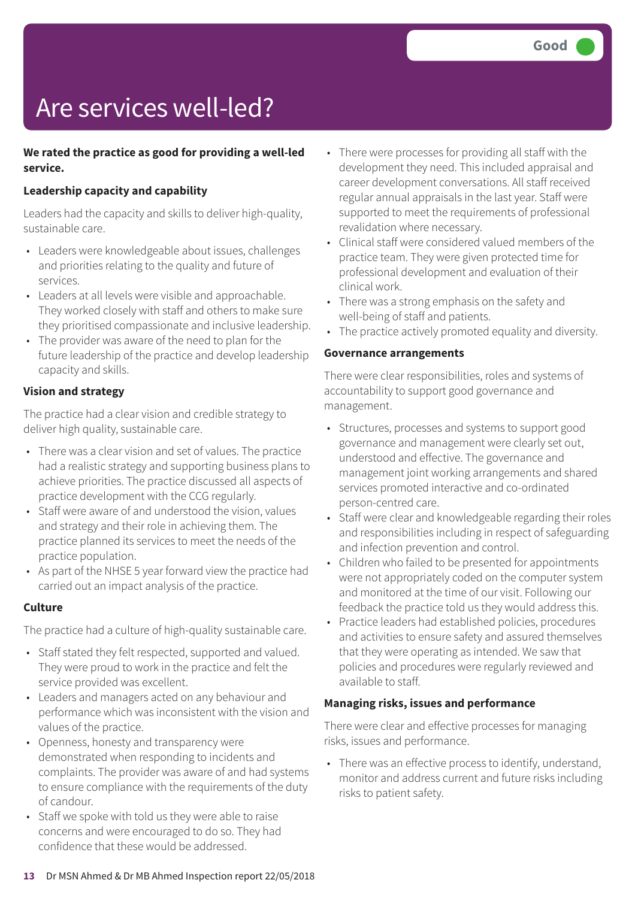Good

# Are services well-led?

**We rated the practice as good for providing a well-led service.**

**Leadership capacity and capability**

Leaders had the capacity and skills to deliver high-quality, sustainable care.

- Leaders were knowledgeable about issues, challenges and priorities relating to the quality and future of services.
- Leaders at all levels were visible and approachable. They worked closely with staff and others to make sure they prioritised compassionate and inclusive leadership.
- The provider was aware of the need to plan for the future leadership of the practice and develop leadership capacity and skills.

**Vision and strategy**

The practice had a clear vision and credible strategy to deliver high quality, sustainable care.

- There was a clear vision and set of values. The practice had a realistic strategy and supporting business plans to achieve priorities. The practice discussed all aspects of practice development with the CCG regularly.
- Staff were aware of and understood the vision, values and strategy and their role in achieving them. The practice planned its services to meet the needs of the practice population.
- As part of the NHSE 5 year forward view the practice had carried out an impact analysis of the practice.

**Culture**

The practice had a culture of high-quality sustainable care.

- Staff stated they felt respected, supported and valued. They were proud to work in the practice and felt the service provided was excellent.
- Leaders and managers acted on any behaviour and performance which was inconsistent with the vision and values of the practice.
- Openness, honesty and transparency were demonstrated when responding to incidents and complaints. The provider was aware of and had systems to ensure compliance with the requirements of the duty of candour.
- Staff we spoke with told us they were able to raise concerns and were encouraged to do so. They had confidence that these would be addressed.
- There were processes for providing all staff with the development they need. This included appraisal and career development conversations. All staff received regular annual appraisals in the last year. Staff were supported to meet the requirements of professional revalidation where necessary.
- Clinical staff were considered valued members of the practice team. They were given protected time for professional development and evaluation of their clinical work.
- There was a strong emphasis on the safety and well-being of staff and patients.
- The practice actively promoted equality and diversity.

**Governance arrangements**

There were clear responsibilities, roles and systems of accountability to support good governance and management.

- Structures, processes and systems to support good governance and management were clearly set out, understood and effective. The governance and management joint working arrangements and shared services promoted interactive and co-ordinated person-centred care.
- Staff were clear and knowledgeable regarding their roles and responsibilities including in respect of safeguarding and infection prevention and control.
- Children who failed to be presented for appointments were not appropriately coded on the computer system and monitored at the time of our visit. Following our feedback the practice told us they would address this.
- Practice leaders had established policies, procedures and activities to ensure safety and assured themselves that they were operating as intended. We saw that policies and procedures were regularly reviewed and available to staff.

**Managing risks, issues and performance**

There were clear and effective processes for managing risks, issues and performance.

- There was an effective process to identify, understand, monitor and address current and future risks including risks to patient safety.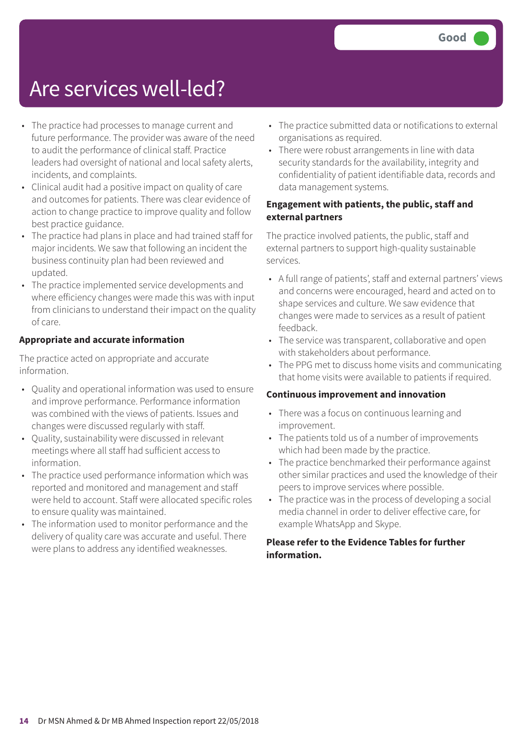Good

# Are services well-led?

- The practice had processes to manage current and future performance. The provider was aware of the need to audit the performance of clinical staff. Practice leaders had oversight of national and local safety alerts, incidents, and complaints.
- Clinical audit had a positive impact on quality of care and outcomes for patients. There was clear evidence of action to change practice to improve quality and follow best practice guidance.
- The practice had plans in place and had trained staff for major incidents. We saw that following an incident the business continuity plan had been reviewed and updated.
- The practice implemented service developments and where efficiency changes were made this was with input from clinicians to understand their impact on the quality of care.

**Appropriate and accurate information**

The practice acted on appropriate and accurate information.

- Quality and operational information was used to ensure and improve performance. Performance information was combined with the views of patients. Issues and changes were discussed regularly with staff.
- Quality, sustainability were discussed in relevant meetings where all staff had sufficient access to information.
- The practice used performance information which was reported and monitored and management and staff were held to account. Staff were allocated specific roles to ensure quality was maintained.
- The information used to monitor performance and the delivery of quality care was accurate and useful. There were plans to address any identified weaknesses.
- The practice submitted data or notifications to external organisations as required.
- There were robust arrangements in line with data security standards for the availability, integrity and confidentiality of patient identifiable data, records and data management systems.

**Engagement with patients, the public, staff and external partners**

The practice involved patients, the public, staff and external partners to support high-quality sustainable services.

- A full range of patients', staff and external partners' views and concerns were encouraged, heard and acted on to shape services and culture. We saw evidence that changes were made to services as a result of patient feedback.
- The service was transparent, collaborative and open with stakeholders about performance.
- The PPG met to discuss home visits and communicating that home visits were available to patients if required.

**Continuous improvement and innovation**

- There was a focus on continuous learning and improvement.
- The patients told us of a number of improvements which had been made by the practice.
- The practice benchmarked their performance against other similar practices and used the knowledge of their peers to improve services where possible.
- The practice was in the process of developing a social media channel in order to deliver effective care, for example WhatsApp and Skype.

**Please refer to the Evidence Tables for further information.**